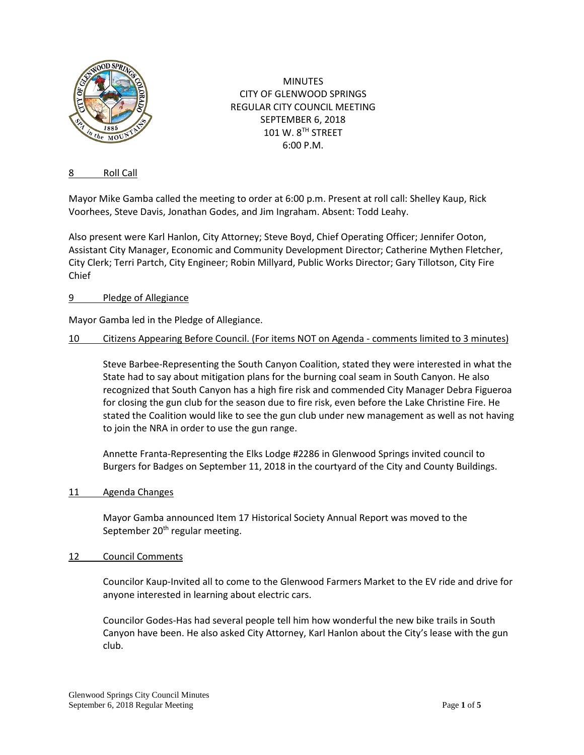MINUTES
CITY OF GLENWOOD SPRINGS
REGULAR CITY COUNCIL MEETING
SEPTEMBER 6, 2018
101 W. 8TH STREET
6:00 P.M.

## 8 Roll Call

Mayor Mike Gamba called the meeting to order at 6:00 p.m. Present at roll call: Shelley Kaup, Rick Voorhees, Steve Davis, Jonathan Godes, and Jim Ingraham. Absent: Todd Leahy.

Also present were Karl Hanlon, City Attorney; Steve Boyd, Chief Operating Officer; Jennifer Ooton, Assistant City Manager, Economic and Community Development Director; Catherine Mythen Fletcher, City Clerk; Terri Partch, City Engineer; Robin Millyard, Public Works Director; Gary Tillotson, City Fire Chief

## 9 Pledge of Allegiance

Mayor Gamba led in the Pledge of Allegiance.

## 10 Citizens Appearing Before Council. (For items NOT on Agenda - comments limited to 3 minutes)

Steve Barbee-Representing the South Canyon Coalition, stated they were interested in what the State had to say about mitigation plans for the burning coal seam in South Canyon. He also recognized that South Canyon has a high fire risk and commended City Manager Debra Figueroa for closing the gun club for the season due to fire risk, even before the Lake Christine Fire. He stated the Coalition would like to see the gun club under new management as well as not having to join the NRA in order to use the gun range.

Annette Franta-Representing the Elks Lodge #2286 in Glenwood Springs invited council to Burgers for Badges on September 11, 2018 in the courtyard of the City and County Buildings.

## 11 Agenda Changes

Mayor Gamba announced Item 17 Historical Society Annual Report was moved to the September 20th regular meeting.

## 12 Council Comments

Councilor Kaup-Invited all to come to the Glenwood Farmers Market to the EV ride and drive for anyone interested in learning about electric cars.

Councilor Godes-Has had several people tell him how wonderful the new bike trails in South Canyon have been. He also asked City Attorney, Karl Hanlon about the City's lease with the gun club.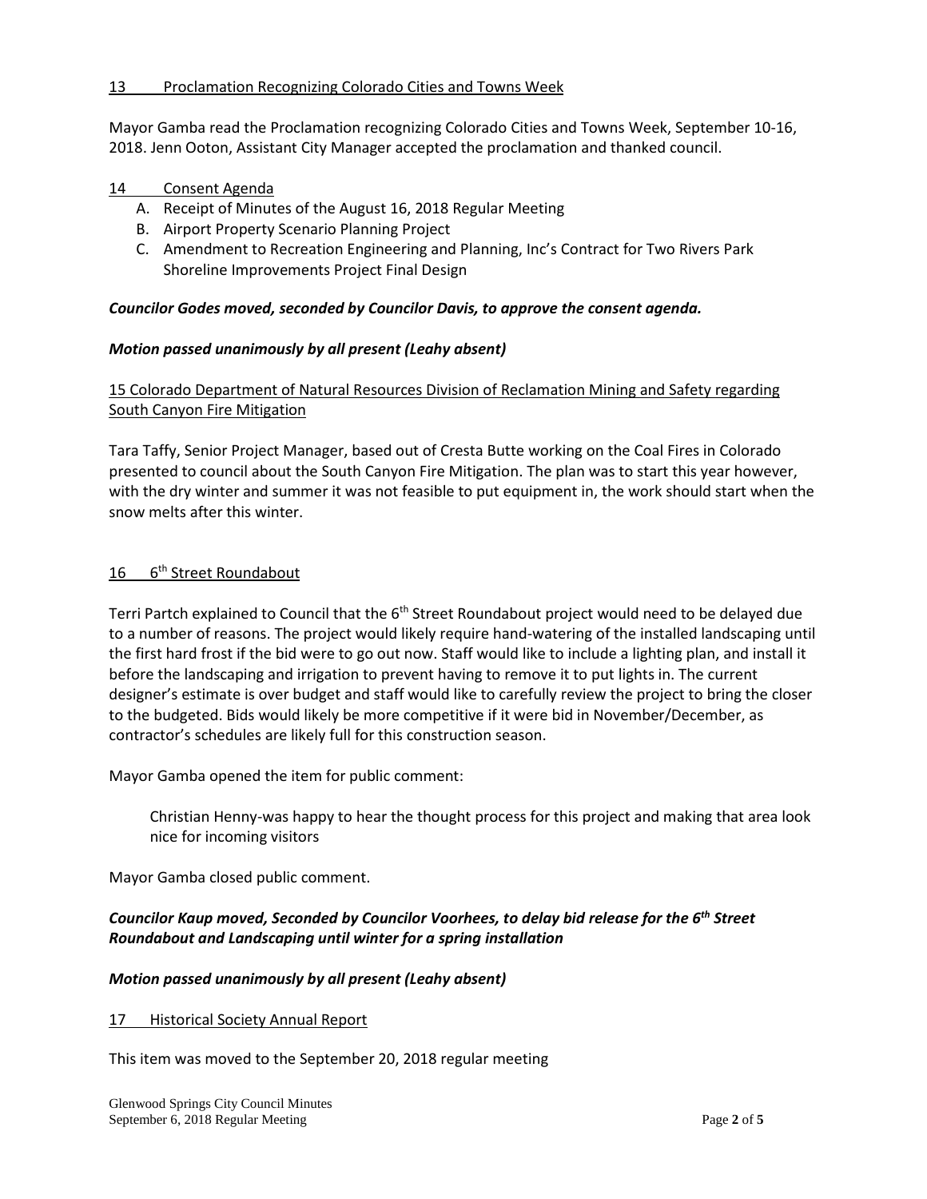## 13 Proclamation Recognizing Colorado Cities and Towns Week

Mayor Gamba read the Proclamation recognizing Colorado Cities and Towns Week, September 10-16, 2018. Jenn Ooton, Assistant City Manager accepted the proclamation and thanked council.

## 14 Consent Agenda

A. Receipt of Minutes of the August 16, 2018 Regular Meeting
B. Airport Property Scenario Planning Project
C. Amendment to Recreation Engineering and Planning, Inc's Contract for Two Rivers Park Shoreline Improvements Project Final Design

***Councilor Godes moved, seconded by Councilor Davis, to approve the consent agenda.***

***Motion passed unanimously by all present (Leahy absent)***

## 15 Colorado Department of Natural Resources Division of Reclamation Mining and Safety regarding South Canyon Fire Mitigation

Tara Taffy, Senior Project Manager, based out of Cresta Butte working on the Coal Fires in Colorado presented to council about the South Canyon Fire Mitigation. The plan was to start this year however, with the dry winter and summer it was not feasible to put equipment in, the work should start when the snow melts after this winter.

## 16 6th Street Roundabout

Terri Partch explained to Council that the 6th Street Roundabout project would need to be delayed due to a number of reasons. The project would likely require hand-watering of the installed landscaping until the first hard frost if the bid were to go out now. Staff would like to include a lighting plan, and install it before the landscaping and irrigation to prevent having to remove it to put lights in. The current designer's estimate is over budget and staff would like to carefully review the project to bring the closer to the budgeted. Bids would likely be more competitive if it were bid in November/December, as contractor's schedules are likely full for this construction season.

Mayor Gamba opened the item for public comment:

> Christian Henny-was happy to hear the thought process for this project and making that area look nice for incoming visitors

Mayor Gamba closed public comment.

***Councilor Kaup moved, Seconded by Councilor Voorhees, to delay bid release for the 6th Street Roundabout and Landscaping until winter for a spring installation***

***Motion passed unanimously by all present (Leahy absent)***

## 17 Historical Society Annual Report

This item was moved to the September 20, 2018 regular meeting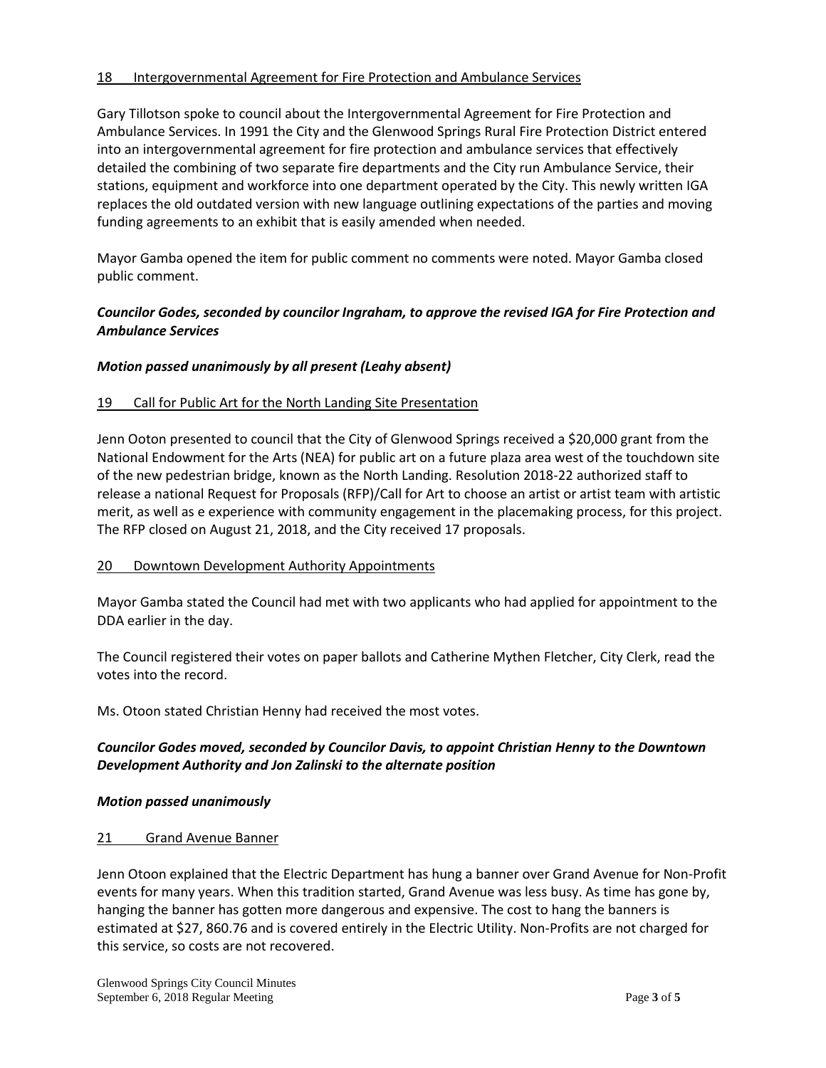18 Intergovernmental Agreement for Fire Protection and Ambulance Services

Gary Tillotson spoke to council about the Intergovernmental Agreement for Fire Protection and Ambulance Services. In 1991 the City and the Glenwood Springs Rural Fire Protection District entered into an intergovernmental agreement for fire protection and ambulance services that effectively detailed the combining of two separate fire departments and the City run Ambulance Service, their stations, equipment and workforce into one department operated by the City. This newly written IGA replaces the old outdated version with new language outlining expectations of the parties and moving funding agreements to an exhibit that is easily amended when needed.

Mayor Gamba opened the item for public comment no comments were noted. Mayor Gamba closed public comment.

***Councilor Godes, seconded by councilor Ingraham, to approve the revised IGA for Fire Protection and Ambulance Services***

***Motion passed unanimously by all present (Leahy absent)***

19 Call for Public Art for the North Landing Site Presentation

Jenn Ooton presented to council that the City of Glenwood Springs received a $20,000 grant from the National Endowment for the Arts (NEA) for public art on a future plaza area west of the touchdown site of the new pedestrian bridge, known as the North Landing. Resolution 2018-22 authorized staff to release a national Request for Proposals (RFP)/Call for Art to choose an artist or artist team with artistic merit, as well as e experience with community engagement in the placemaking process, for this project. The RFP closed on August 21, 2018, and the City received 17 proposals.

20 Downtown Development Authority Appointments

Mayor Gamba stated the Council had met with two applicants who had applied for appointment to the DDA earlier in the day.

The Council registered their votes on paper ballots and Catherine Mythen Fletcher, City Clerk, read the votes into the record.

Ms. Otoon stated Christian Henny had received the most votes.

***Councilor Godes moved, seconded by Councilor Davis, to appoint Christian Henny to the Downtown Development Authority and Jon Zalinski to the alternate position***

***Motion passed unanimously***

21 Grand Avenue Banner

Jenn Otoon explained that the Electric Department has hung a banner over Grand Avenue for Non-Profit events for many years. When this tradition started, Grand Avenue was less busy. As time has gone by, hanging the banner has gotten more dangerous and expensive. The cost to hang the banners is estimated at $27, 860.76 and is covered entirely in the Electric Utility. Non-Profits are not charged for this service, so costs are not recovered.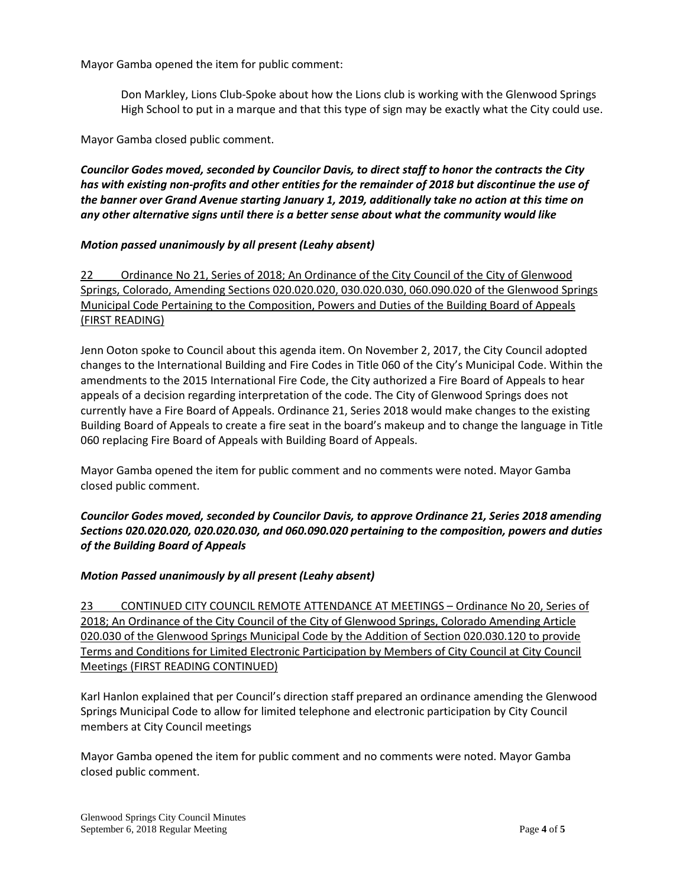Mayor Gamba opened the item for public comment:

> Don Markley, Lions Club-Spoke about how the Lions club is working with the Glenwood Springs High School to put in a marque and that this type of sign may be exactly what the City could use.

Mayor Gamba closed public comment.

***Councilor Godes moved, seconded by Councilor Davis, to direct staff to honor the contracts the City has with existing non-profits and other entities for the remainder of 2018 but discontinue the use of the banner over Grand Avenue starting January 1, 2019, additionally take no action at this time on any other alternative signs until there is a better sense about what the community would like***

***Motion passed unanimously by all present (Leahy absent)***

<u>22 Ordinance No 21, Series of 2018; An Ordinance of the City Council of the City of Glenwood Springs, Colorado, Amending Sections 020.020.020, 030.020.030, 060.090.020 of the Glenwood Springs Municipal Code Pertaining to the Composition, Powers and Duties of the Building Board of Appeals (FIRST READING)</u>

Jenn Ooton spoke to Council about this agenda item. On November 2, 2017, the City Council adopted changes to the International Building and Fire Codes in Title 060 of the City's Municipal Code. Within the amendments to the 2015 International Fire Code, the City authorized a Fire Board of Appeals to hear appeals of a decision regarding interpretation of the code. The City of Glenwood Springs does not currently have a Fire Board of Appeals. Ordinance 21, Series 2018 would make changes to the existing Building Board of Appeals to create a fire seat in the board's makeup and to change the language in Title 060 replacing Fire Board of Appeals with Building Board of Appeals.

Mayor Gamba opened the item for public comment and no comments were noted. Mayor Gamba closed public comment.

***Councilor Godes moved, seconded by Councilor Davis, to approve Ordinance 21, Series 2018 amending Sections 020.020.020, 020.020.030, and 060.090.020 pertaining to the composition, powers and duties of the Building Board of Appeals***

***Motion Passed unanimously by all present (Leahy absent)***

<u>23 CONTINUED CITY COUNCIL REMOTE ATTENDANCE AT MEETINGS – Ordinance No 20, Series of 2018; An Ordinance of the City Council of the City of Glenwood Springs, Colorado Amending Article 020.030 of the Glenwood Springs Municipal Code by the Addition of Section 020.030.120 to provide Terms and Conditions for Limited Electronic Participation by Members of City Council at City Council Meetings (FIRST READING CONTINUED)</u>

Karl Hanlon explained that per Council's direction staff prepared an ordinance amending the Glenwood Springs Municipal Code to allow for limited telephone and electronic participation by City Council members at City Council meetings

Mayor Gamba opened the item for public comment and no comments were noted. Mayor Gamba closed public comment.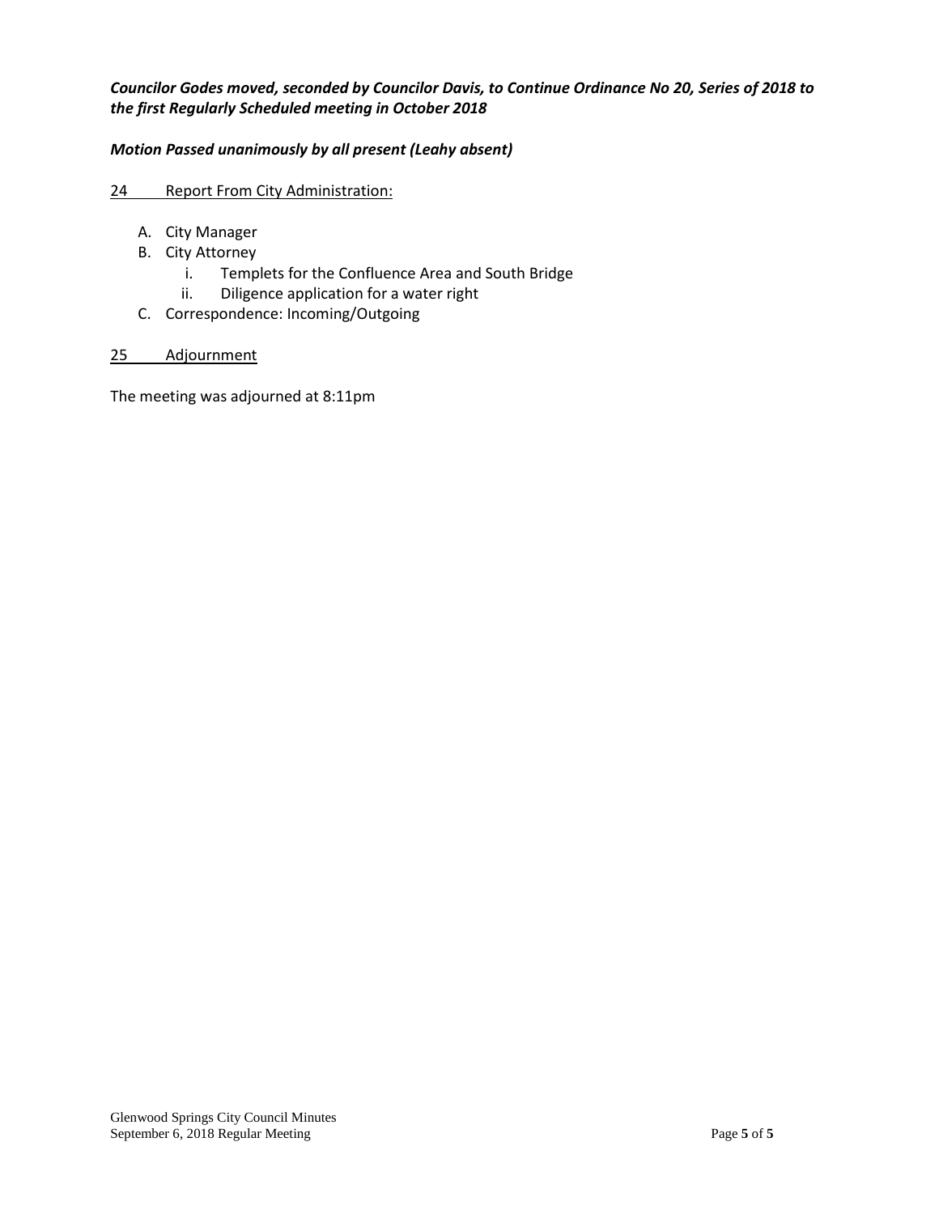***Councilor Godes moved, seconded by Councilor Davis, to Continue Ordinance No 20, Series of 2018 to the first Regularly Scheduled meeting in October 2018***

***Motion Passed unanimously by all present (Leahy absent)***

<u>24 Report From City Administration:</u>

A. City Manager
B. City Attorney
   i. Templets for the Confluence Area and South Bridge
   ii. Diligence application for a water right
C. Correspondence: Incoming/Outgoing

<u>25 Adjournment</u>

The meeting was adjourned at 8:11pm